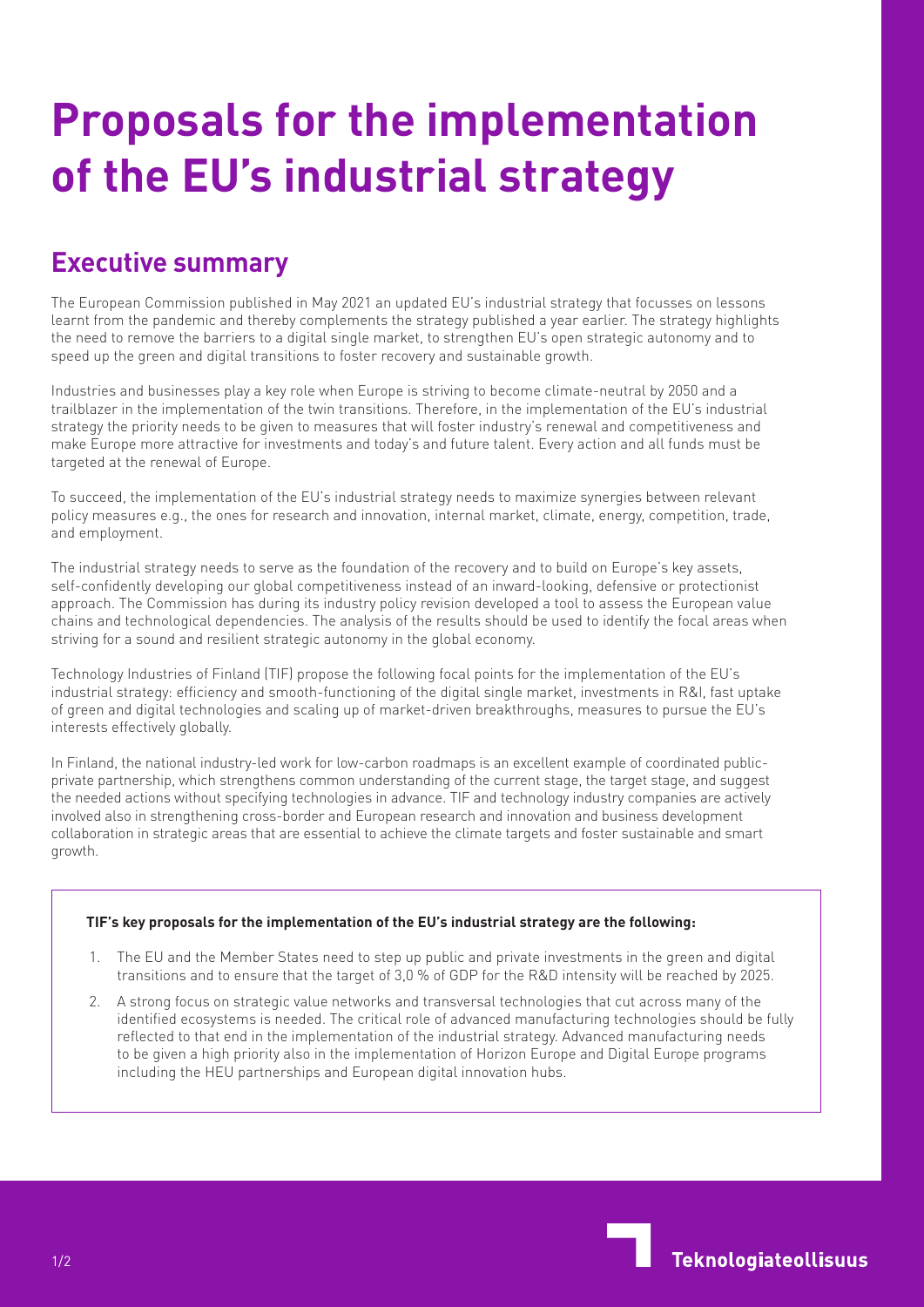# Proposals for the implementation of the EU's industrial strategy

## Executive summary

The European Commission published in May 2021 an updated EU's industrial strategy that focusses on lessons learnt from the pandemic and thereby complements the strategy published a year earlier. The strategy highlights the need to remove the barriers to a digital single market, to strengthen EU's open strategic autonomy and to speed up the green and digital transitions to foster recovery and sustainable growth.

Industries and businesses play a key role when Europe is striving to become climate-neutral by 2050 and a trailblazer in the implementation of the twin transitions. Therefore, in the implementation of the EU's industrial strategy the priority needs to be given to measures that will foster industry's renewal and competitiveness and make Europe more attractive for investments and today's and future talent. Every action and all funds must be targeted at the renewal of Europe.

To succeed, the implementation of the EU's industrial strategy needs to maximize synergies between relevant policy measures e.g., the ones for research and innovation, internal market, climate, energy, competition, trade, and employment.

The industrial strategy needs to serve as the foundation of the recovery and to build on Europe's key assets, self-confidently developing our global competitiveness instead of an inward-looking, defensive or protectionist approach. The Commission has during its industry policy revision developed a tool to assess the European value chains and technological dependencies. The analysis of the results should be used to identify the focal areas when striving for a sound and resilient strategic autonomy in the global economy.

Technology Industries of Finland (TIF) propose the following focal points for the implementation of the EU's industrial strategy: efficiency and smooth-functioning of the digital single market, investments in R&I, fast uptake of green and digital technologies and scaling up of market-driven breakthroughs, measures to pursue the EU's interests effectively globally.

In Finland, the national industry-led work for low-carbon roadmaps is an excellent example of coordinated public-private partnership, which strengthens common understanding of the current stage, the target stage, and suggest the needed actions without specifying technologies in advance. TIF and technology industry companies are actively involved also in strengthening cross-border and European research and innovation and business development collaboration in strategic areas that are essential to achieve the climate targets and foster sustainable and smart growth.

**TIF's key proposals for the implementation of the EU's industrial strategy are the following:**

1. The EU and the Member States need to step up public and private investments in the green and digital transitions and to ensure that the target of 3,0 % of GDP for the R&D intensity will be reached by 2025.
2. A strong focus on strategic value networks and transversal technologies that cut across many of the identified ecosystems is needed. The critical role of advanced manufacturing technologies should be fully reflected to that end in the implementation of the industrial strategy. Advanced manufacturing needs to be given a high priority also in the implementation of Horizon Europe and Digital Europe programs including the HEU partnerships and European digital innovation hubs.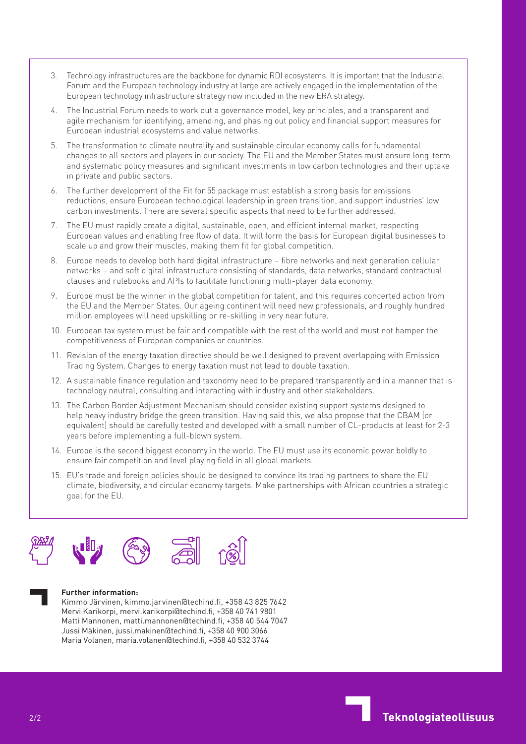3. Technology infrastructures are the backbone for dynamic RDI ecosystems. It is important that the Industrial Forum and the European technology industry at large are actively engaged in the implementation of the European technology infrastructure strategy now included in the new ERA strategy.
4. The Industrial Forum needs to work out a governance model, key principles, and a transparent and agile mechanism for identifying, amending, and phasing out policy and financial support measures for European industrial ecosystems and value networks.
5. The transformation to climate neutrality and sustainable circular economy calls for fundamental changes to all sectors and players in our society. The EU and the Member States must ensure long-term and systematic policy measures and significant investments in low carbon technologies and their uptake in private and public sectors.
6. The further development of the Fit for 55 package must establish a strong basis for emissions reductions, ensure European technological leadership in green transition, and support industries' low carbon investments. There are several specific aspects that need to be further addressed.
7. The EU must rapidly create a digital, sustainable, open, and efficient internal market, respecting European values and enabling free flow of data. It will form the basis for European digital businesses to scale up and grow their muscles, making them fit for global competition.
8. Europe needs to develop both hard digital infrastructure – fibre networks and next generation cellular networks – and soft digital infrastructure consisting of standards, data networks, standard contractual clauses and rulebooks and APIs to facilitate functioning multi-player data economy.
9. Europe must be the winner in the global competition for talent, and this requires concerted action from the EU and the Member States. Our ageing continent will need new professionals, and roughly hundred million employees will need upskilling or re-skilling in very near future.
10. European tax system must be fair and compatible with the rest of the world and must not hamper the competitiveness of European companies or countries.
11. Revision of the energy taxation directive should be well designed to prevent overlapping with Emission Trading System. Changes to energy taxation must not lead to double taxation.
12. A sustainable finance regulation and taxonomy need to be prepared transparently and in a manner that is technology neutral, consulting and interacting with industry and other stakeholders.
13. The Carbon Border Adjustment Mechanism should consider existing support systems designed to help heavy industry bridge the green transition. Having said this, we also propose that the CBAM (or equivalent) should be carefully tested and developed with a small number of CL-products at least for 2-3 years before implementing a full-blown system.
14. Europe is the second biggest economy in the world. The EU must use its economic power boldly to ensure fair competition and level playing field in all global markets.
15. EU's trade and foreign policies should be designed to convince its trading partners to share the EU climate, biodiversity, and circular economy targets. Make partnerships with African countries a strategic goal for the EU.

**Further information:**

Kimmo Järvinen, kimmo.jarvinen@techind.fi, +358 43 825 7642
Mervi Karikorpi, mervi.karikorpi@techind.fi, +358 40 741 9801
Matti Mannonen, matti.mannonen@techind.fi, +358 40 544 7047
Jussi Mäkinen, jussi.makinen@techind.fi, +358 40 900 3066
Maria Volanen, maria.volanen@techind.fi, +358 40 532 3744

Teknologiateollisuus